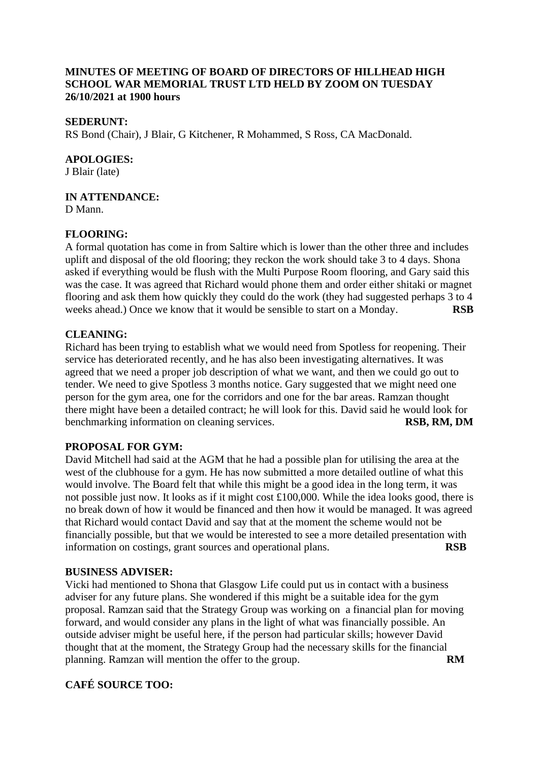**MINUTES OF MEETING OF BOARD OF DIRECTORS OF HILLHEAD HIGH SCHOOL WAR MEMORIAL TRUST LTD HELD BY ZOOM ON TUESDAY 26/10/2021 at 1900 hours**

**SEDERUNT:**
RS Bond (Chair), J Blair, G Kitchener, R Mohammed, S Ross, CA MacDonald.

**APOLOGIES:**
J Blair (late)

**IN ATTENDANCE:**
D Mann.

**FLOORING:**
A formal quotation has come in from Saltire which is lower than the other three and includes uplift and disposal of the old flooring; they reckon the work should take 3 to 4 days. Shona asked if everything would be flush with the Multi Purpose Room flooring, and Gary said this was the case. It was agreed that Richard would phone them and order either shitaki or magnet flooring and ask them how quickly they could do the work (they had suggested perhaps 3 to 4 weeks ahead.) Once we know that it would be sensible to start on a Monday. **RSB**

**CLEANING:**
Richard has been trying to establish what we would need from Spotless for reopening. Their service has deteriorated recently, and he has also been investigating alternatives. It was agreed that we need a proper job description of what we want, and then we could go out to tender. We need to give Spotless 3 months notice. Gary suggested that we might need one person for the gym area, one for the corridors and one for the bar areas. Ramzan thought there might have been a detailed contract; he will look for this. David said he would look for benchmarking information on cleaning services. **RSB, RM, DM**

**PROPOSAL FOR GYM:**
David Mitchell had said at the AGM that he had a possible plan for utilising the area at the west of the clubhouse for a gym. He has now submitted a more detailed outline of what this would involve. The Board felt that while this might be a good idea in the long term, it was not possible just now. It looks as if it might cost £100,000. While the idea looks good, there is no break down of how it would be financed and then how it would be managed. It was agreed that Richard would contact David and say that at the moment the scheme would not be financially possible, but that we would be interested to see a more detailed presentation with information on costings, grant sources and operational plans. **RSB**

**BUSINESS ADVISER:**
Vicki had mentioned to Shona that Glasgow Life could put us in contact with a business adviser for any future plans. She wondered if this might be a suitable idea for the gym proposal. Ramzan said that the Strategy Group was working on a financial plan for moving forward, and would consider any plans in the light of what was financially possible. An outside adviser might be useful here, if the person had particular skills; however David thought that at the moment, the Strategy Group had the necessary skills for the financial planning. Ramzan will mention the offer to the group. **RM**

**CAFÉ SOURCE TOO:**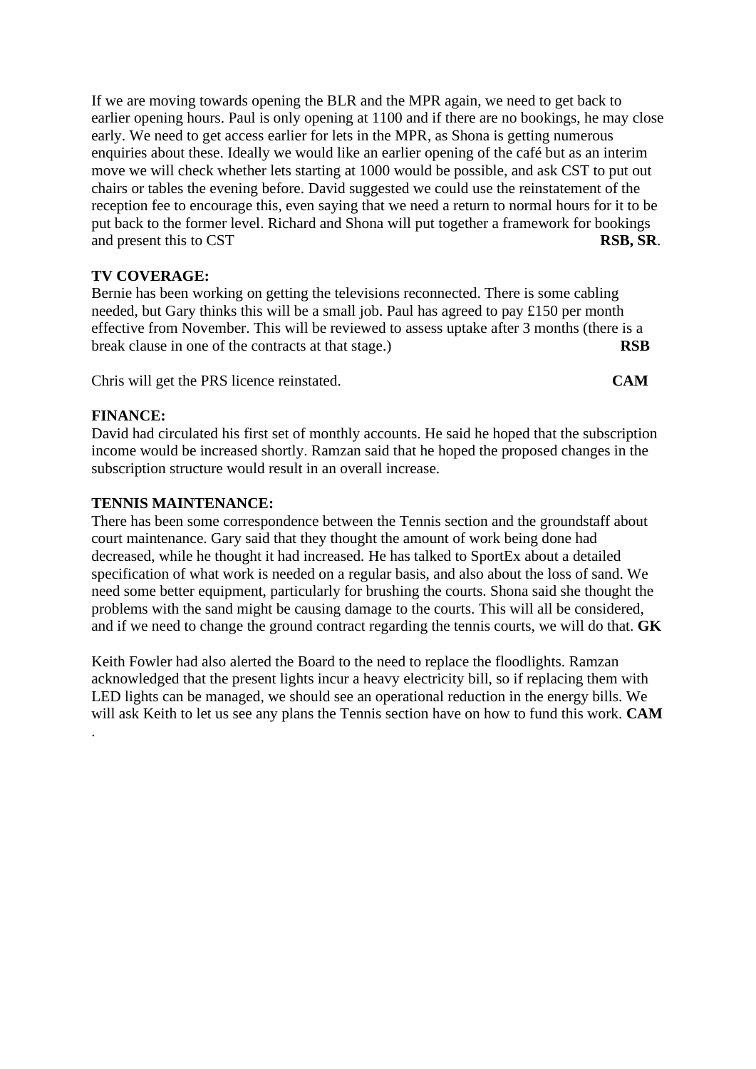If we are moving towards opening the BLR and the MPR again, we need to get back to earlier opening hours. Paul is only opening at 1100 and if there are no bookings, he may close early. We need to get access earlier for lets in the MPR, as Shona is getting numerous enquiries about these. Ideally we would like an earlier opening of the café but as an interim move we will check whether lets starting at 1000 would be possible, and ask CST to put out chairs or tables the evening before. David suggested we could use the reinstatement of the reception fee to encourage this, even saying that we need a return to normal hours for it to be put back to the former level. Richard and Shona will put together a framework for bookings and present this to CST **RSB, SR**.

**TV COVERAGE:**
Bernie has been working on getting the televisions reconnected. There is some cabling needed, but Gary thinks this will be a small job. Paul has agreed to pay £150 per month effective from November. This will be reviewed to assess uptake after 3 months (there is a break clause in one of the contracts at that stage.) **RSB**

Chris will get the PRS licence reinstated. **CAM**

**FINANCE:**
David had circulated his first set of monthly accounts. He said he hoped that the subscription income would be increased shortly. Ramzan said that he hoped the proposed changes in the subscription structure would result in an overall increase.

**TENNIS MAINTENANCE:**
There has been some correspondence between the Tennis section and the groundstaff about court maintenance. Gary said that they thought the amount of work being done had decreased, while he thought it had increased. He has talked to SportEx about a detailed specification of what work is needed on a regular basis, and also about the loss of sand. We need some better equipment, particularly for brushing the courts. Shona said she thought the problems with the sand might be causing damage to the courts. This will all be considered, and if we need to change the ground contract regarding the tennis courts, we will do that. **GK**

Keith Fowler had also alerted the Board to the need to replace the floodlights. Ramzan acknowledged that the present lights incur a heavy electricity bill, so if replacing them with LED lights can be managed, we should see an operational reduction in the energy bills. We will ask Keith to let us see any plans the Tennis section have on how to fund this work. **CAM**
.